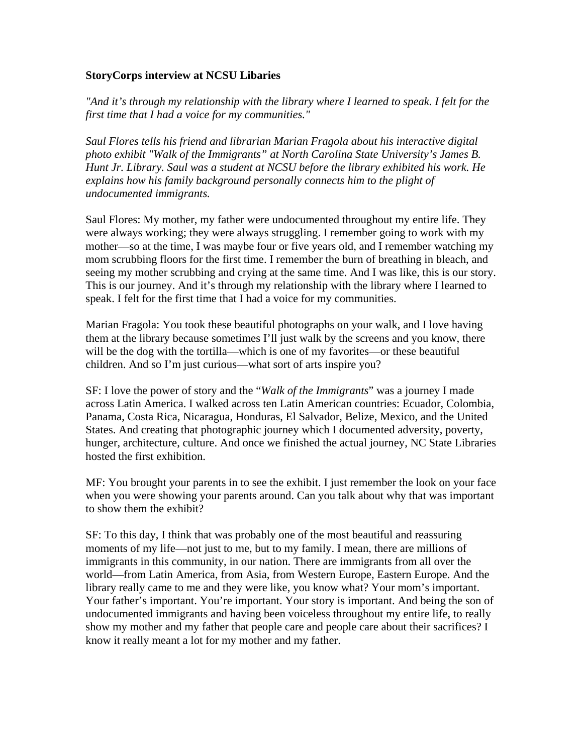**StoryCorps interview at NCSU Libaries**

*"And it's through my relationship with the library where I learned to speak. I felt for the first time that I had a voice for my communities."*

*Saul Flores tells his friend and librarian Marian Fragola about his interactive digital photo exhibit "Walk of the Immigrants" at North Carolina State University's James B. Hunt Jr. Library. Saul was a student at NCSU before the library exhibited his work. He explains how his family background personally connects him to the plight of undocumented immigrants.*

Saul Flores: My mother, my father were undocumented throughout my entire life. They were always working; they were always struggling. I remember going to work with my mother—so at the time, I was maybe four or five years old, and I remember watching my mom scrubbing floors for the first time. I remember the burn of breathing in bleach, and seeing my mother scrubbing and crying at the same time. And I was like, this is our story. This is our journey. And it's through my relationship with the library where I learned to speak. I felt for the first time that I had a voice for my communities.

Marian Fragola: You took these beautiful photographs on your walk, and I love having them at the library because sometimes I'll just walk by the screens and you know, there will be the dog with the tortilla—which is one of my favorites—or these beautiful children. And so I'm just curious—what sort of arts inspire you?

SF: I love the power of story and the "*Walk of the Immigrants*" was a journey I made across Latin America. I walked across ten Latin American countries: Ecuador, Colombia, Panama, Costa Rica, Nicaragua, Honduras, El Salvador, Belize, Mexico, and the United States. And creating that photographic journey which I documented adversity, poverty, hunger, architecture, culture. And once we finished the actual journey, NC State Libraries hosted the first exhibition.

MF: You brought your parents in to see the exhibit. I just remember the look on your face when you were showing your parents around. Can you talk about why that was important to show them the exhibit?

SF: To this day, I think that was probably one of the most beautiful and reassuring moments of my life—not just to me, but to my family. I mean, there are millions of immigrants in this community, in our nation. There are immigrants from all over the world—from Latin America, from Asia, from Western Europe, Eastern Europe. And the library really came to me and they were like, you know what? Your mom's important. Your father's important. You're important. Your story is important. And being the son of undocumented immigrants and having been voiceless throughout my entire life, to really show my mother and my father that people care and people care about their sacrifices? I know it really meant a lot for my mother and my father.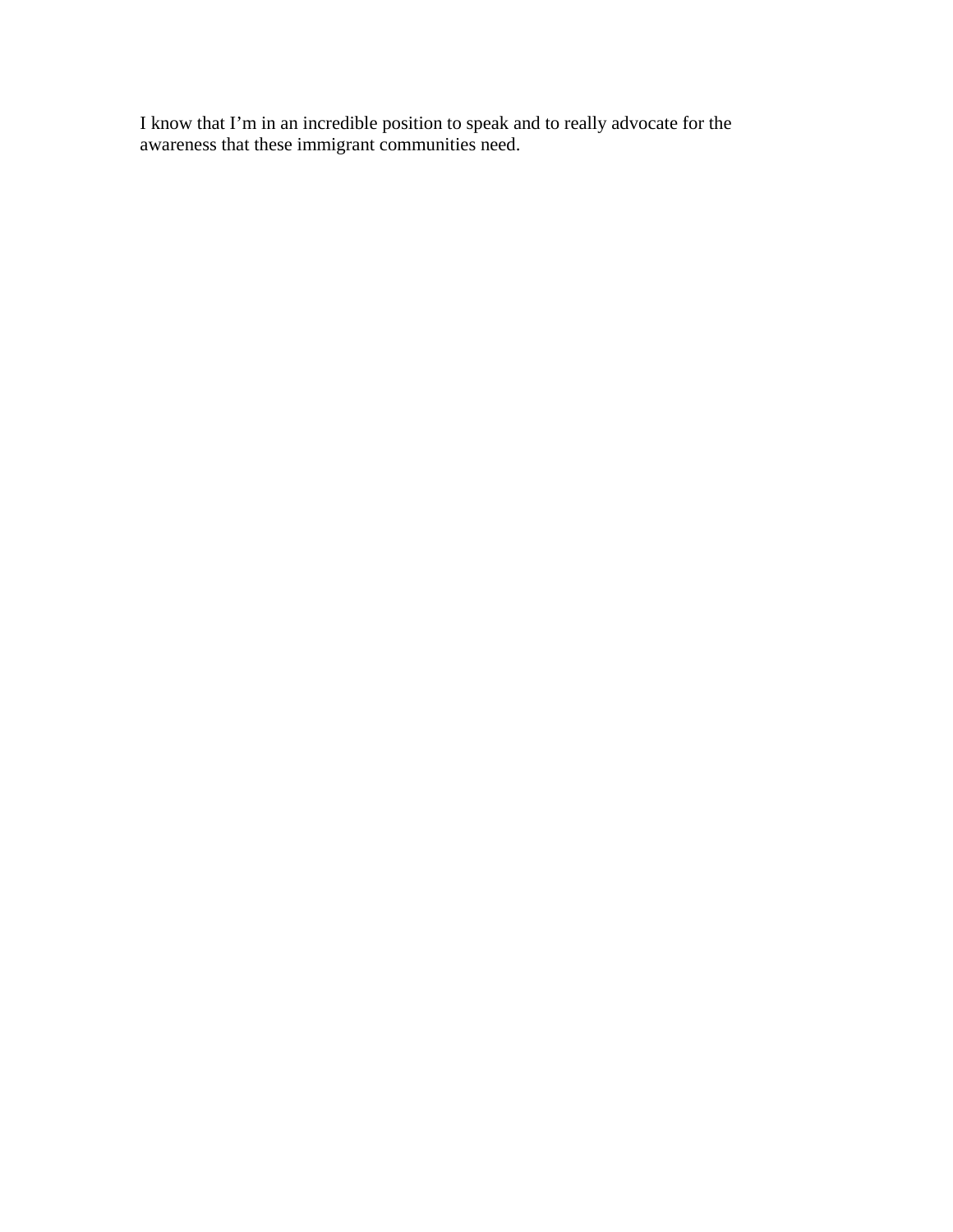I know that I'm in an incredible position to speak and to really advocate for the awareness that these immigrant communities need.